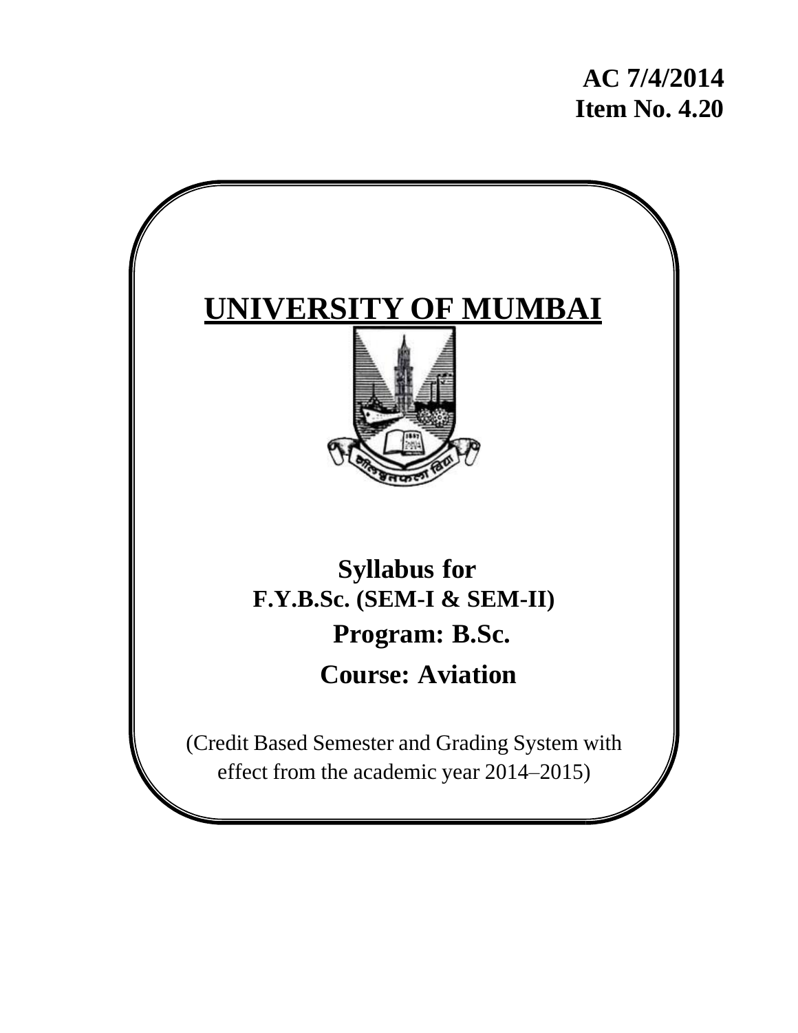**AC 7/4/2014**
**Item No. 4.20**

# UNIVERSITY OF MUMBAI

## Syllabus for
### F.Y.B.Sc. (SEM-I & SEM-II)

## Program: B.Sc.

## Course: Aviation

(Credit Based Semester and Grading System with effect from the academic year 2014–2015)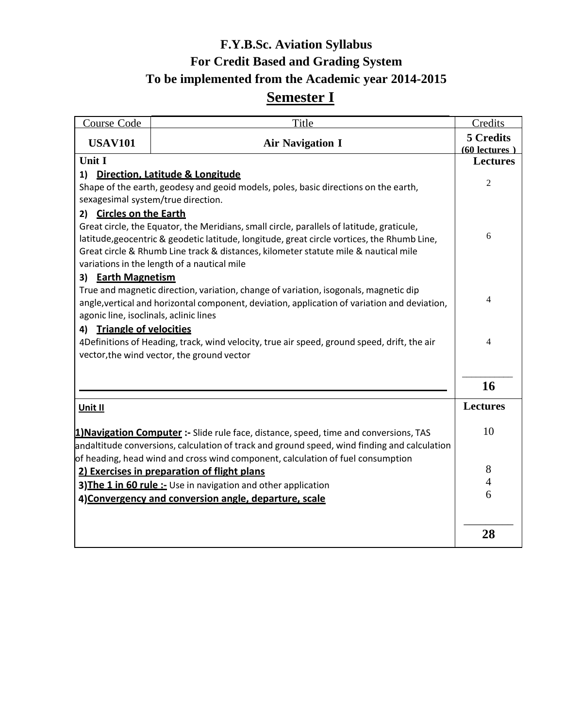# F.Y.B.Sc. Aviation Syllabus
# For Credit Based and Grading System
# To be implemented from the Academic year 2014-2015
## Semester I

| Course Code | Title | Credits |
|---|---|---|
| **USAV101** | **Air Navigation I** | **5 Credits (60 lectures )** |
| **Unit I** | | **Lectures** |
| **1) Direction, Latitude & Longitude** Shape of the earth, geodesy and geoid models, poles, basic directions on the earth, sexagesimal system/true direction. | | 2 |
| **2) Circles on the Earth** Great circle, the Equator, the Meridians, small circle, parallels of latitude, graticule, latitude,geocentric & geodetic latitude, longitude, great circle vortices, the Rhumb Line, Great circle & Rhumb Line track & distances, kilometer statute mile & nautical mile variations in the length of a nautical mile | | 6 |
| **3) Earth Magnetism** True and magnetic direction, variation, change of variation, isogonals, magnetic dip angle,vertical and horizontal component, deviation, application of variation and deviation, agonic line, isoclinals, aclinic lines | | 4 |
| **4) Triangle of velocities** 4Definitions of Heading, track, wind velocity, true air speed, ground speed, drift, the air vector,the wind vector, the ground vector | | 4 |
| | | **16** |
| **Unit II** | | **Lectures** |
| **1)Navigation Computer :-** Slide rule face, distance, speed, time and conversions, TAS andaltitude conversions, calculation of track and ground speed, wind finding and calculation of heading, head wind and cross wind component, calculation of fuel consumption | | 10 |
| **2) Exercises in preparation of flight plans** | | 8 |
| **3)The 1 in 60 rule :-** Use in navigation and other application | | 4 |
| **4)Convergency and conversion angle, departure, scale** | | 6 |
| | | **28** |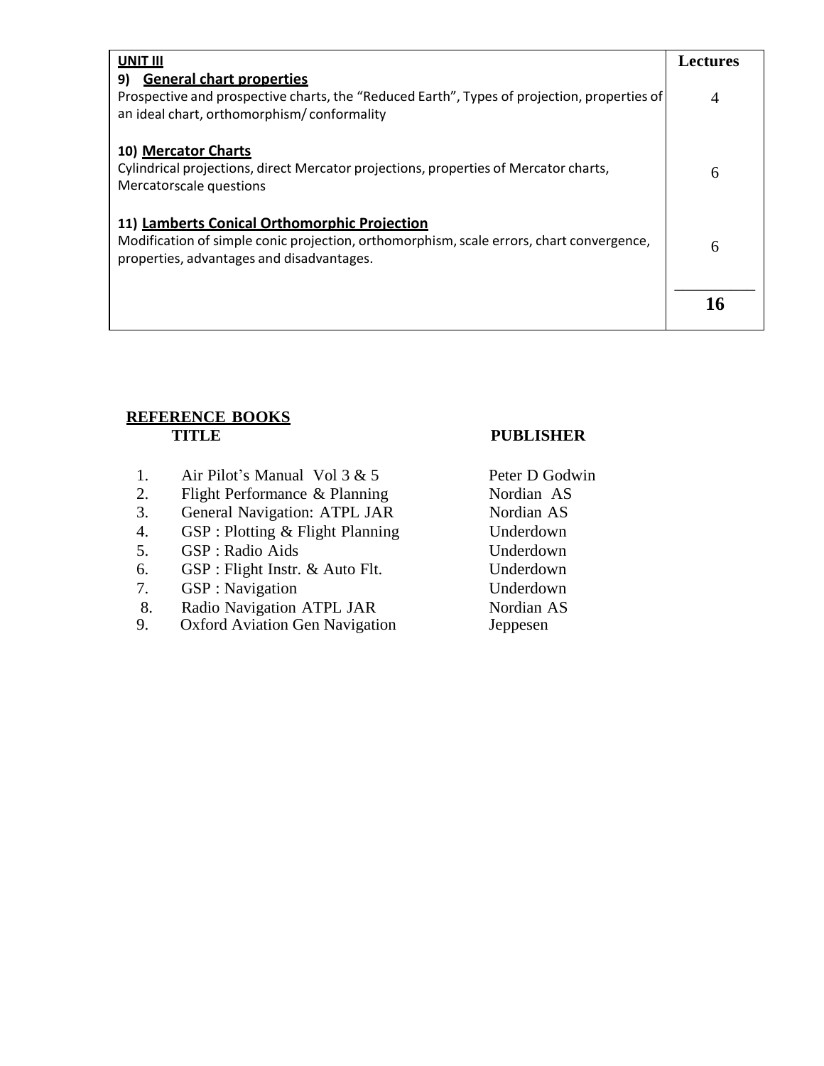| **UNIT III** | **Lectures** |
| --- | --- |
| **9) General chart properties**<br>Prospective and prospective charts, the "Reduced Earth", Types of projection, properties of an ideal chart, orthomorphism/ conformality | 4 |
| **10) Mercator Charts**<br>Cylindrical projections, direct Mercator projections, properties of Mercator charts, Mercatorscale questions | 6 |
| **11) Lamberts Conical Orthomorphic Projection**<br>Modification of simple conic projection, orthomorphism, scale errors, chart convergence, properties, advantages and disadvantages. | 6 |
| | **16** |

## REFERENCE BOOKS

| | TITLE | PUBLISHER |
| --- | --- | --- |
| 1. | Air Pilot's Manual Vol 3 & 5 | Peter D Godwin |
| 2. | Flight Performance & Planning | Nordian AS |
| 3. | General Navigation: ATPL JAR | Nordian AS |
| 4. | GSP : Plotting & Flight Planning | Underdown |
| 5. | GSP : Radio Aids | Underdown |
| 6. | GSP : Flight Instr. & Auto Flt. | Underdown |
| 7. | GSP : Navigation | Underdown |
| 8. | Radio Navigation ATPL JAR | Nordian AS |
| 9. | Oxford Aviation Gen Navigation | Jeppesen |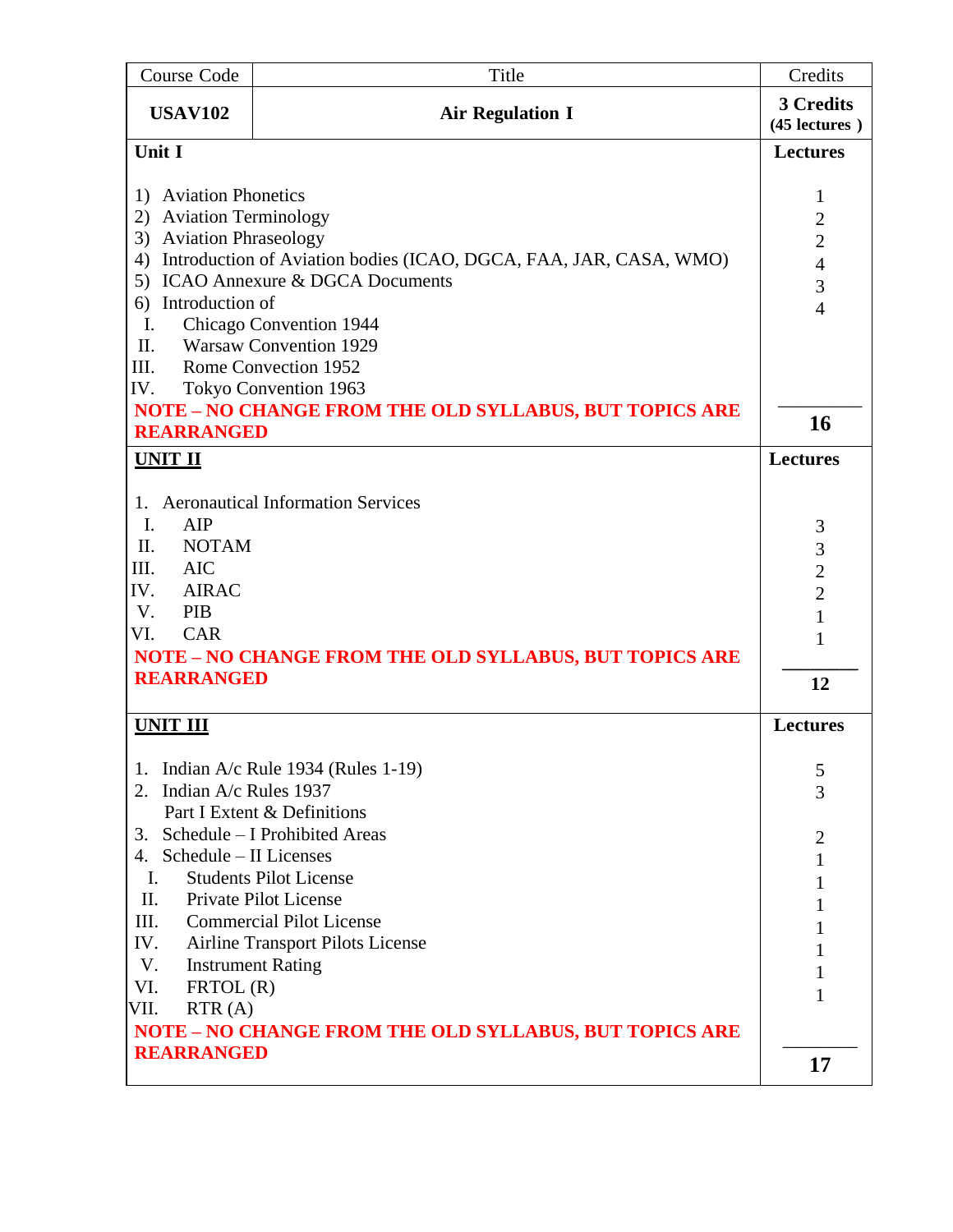| Course Code | Title | Credits |
|---|---|---|
| **USAV102** | **Air Regulation I** | **3 Credits (45 lectures )** |
| **Unit I** | | **Lectures** |
| 1) Aviation Phonetics | | 1 |
| 2) Aviation Terminology | | 2 |
| 3) Aviation Phraseology | | 2 |
| 4) Introduction of Aviation bodies (ICAO, DGCA, FAA, JAR, CASA, WMO) | | 4 |
| 5) ICAO Annexure & DGCA Documents | | 3 |
| 6) Introduction of<br>I. Chicago Convention 1944<br>II. Warsaw Convention 1929<br>III. Rome Convection 1952<br>IV. Tokyo Convention 1963 | | 4 |
| **NOTE – NO CHANGE FROM THE OLD SYLLABUS, BUT TOPICS ARE REARRANGED** | | **16** |
| **UNIT II** | | **Lectures** |
| 1. Aeronautical Information Services | | |
| I. AIP | | 3 |
| II. NOTAM | | 3 |
| III. AIC | | 2 |
| IV. AIRAC | | 2 |
| V. PIB | | 1 |
| VI. CAR | | 1 |
| **NOTE – NO CHANGE FROM THE OLD SYLLABUS, BUT TOPICS ARE REARRANGED** | | **12** |
| **UNIT III** | | **Lectures** |
| 1. Indian A/c Rule 1934 (Rules 1-19) | | 5 |
| 2. Indian A/c Rules 1937<br>Part I Extent & Definitions | | 3 |
| 3. Schedule – I Prohibited Areas | | 2 |
| 4. Schedule – II Licenses | | |
| I. Students Pilot License | | 1 |
| II. Private Pilot License | | 1 |
| III. Commercial Pilot License | | 1 |
| IV. Airline Transport Pilots License | | 1 |
| V. Instrument Rating | | 1 |
| VI. FRTOL (R) | | 1 |
| VII. RTR (A) | | 1 |
| **NOTE – NO CHANGE FROM THE OLD SYLLABUS, BUT TOPICS ARE REARRANGED** | | **17** |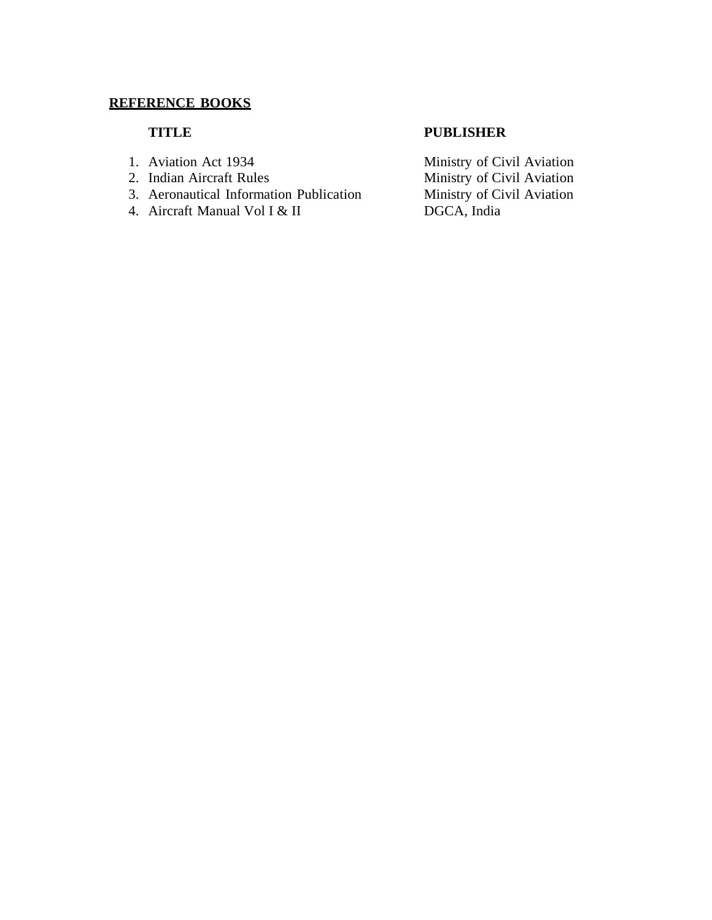## REFERENCE BOOKS

| TITLE | PUBLISHER |
| --- | --- |
| 1. Aviation Act 1934 | Ministry of Civil Aviation |
| 2. Indian Aircraft Rules | Ministry of Civil Aviation |
| 3. Aeronautical Information Publication | Ministry of Civil Aviation |
| 4. Aircraft Manual Vol I & II | DGCA, India |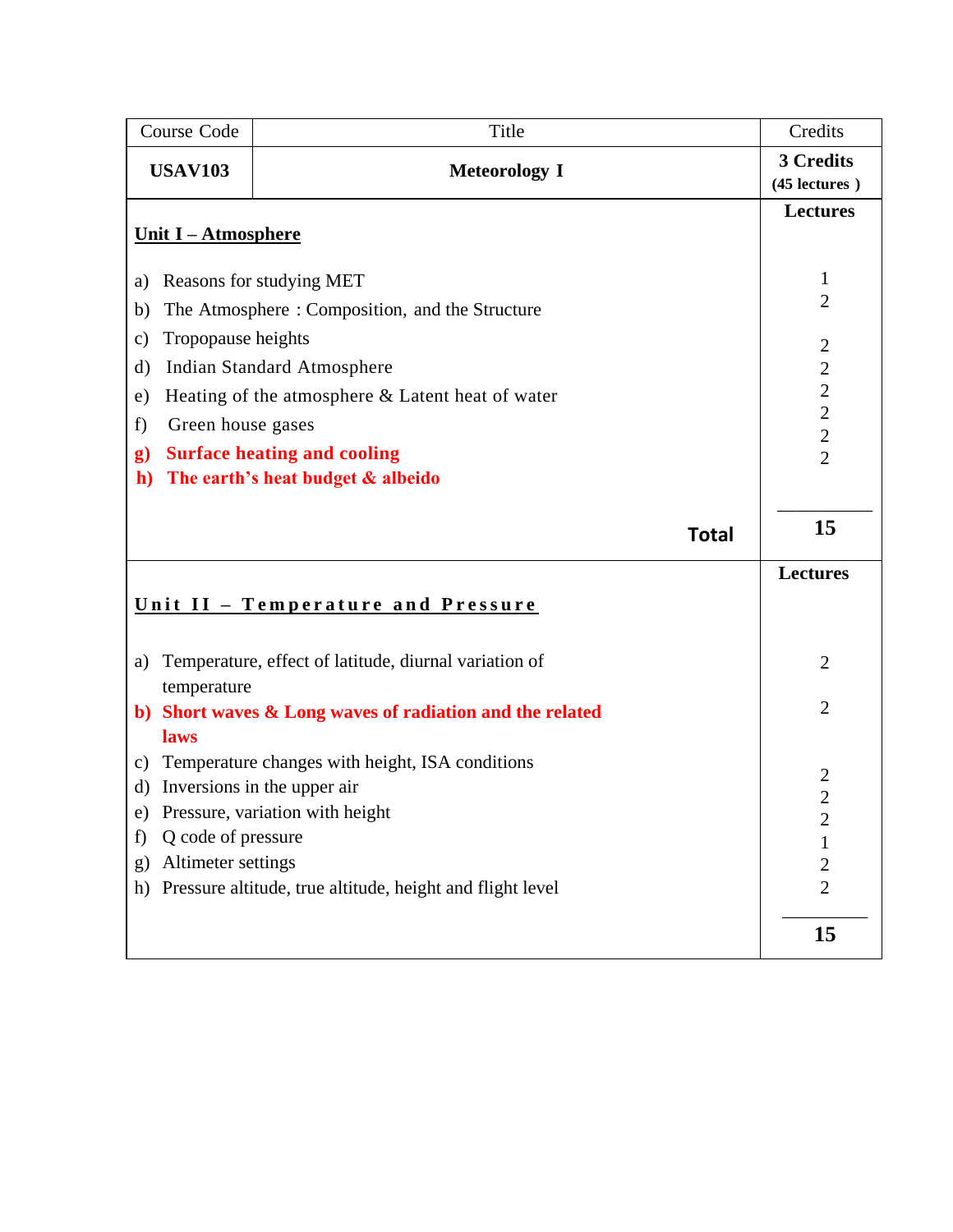| Course Code | Title | Credits |
|---|---|---|
| **USAV103** | **Meteorology I** | **3 Credits** **(45 lectures )** |

| **Unit I – Atmosphere** | **Lectures** |
|---|---|
| a) Reasons for studying MET | 1 |
| b) The Atmosphere : Composition, and the Structure | 2 |
| c) Tropopause heights | 2 |
| d) Indian Standard Atmosphere | 2 |
| e) Heating of the atmosphere & Latent heat of water | 2 |
| f) Green house gases | 2 |
| **g) Surface heating and cooling** | 2 |
| **h) The earth's heat budget & albeido** | 2 |
| **Total** | **15** |

| **Unit II – Temperature and Pressure** | **Lectures** |
|---|---|
| a) Temperature, effect of latitude, diurnal variation of temperature | 2 |
| **b) Short waves & Long waves of radiation and the related laws** | 2 |
| c) Temperature changes with height, ISA conditions | 2 |
| d) Inversions in the upper air | 2 |
| e) Pressure, variation with height | 2 |
| f) Q code of pressure | 1 |
| g) Altimeter settings | 2 |
| h) Pressure altitude, true altitude, height and flight level | 2 |
| | **15** |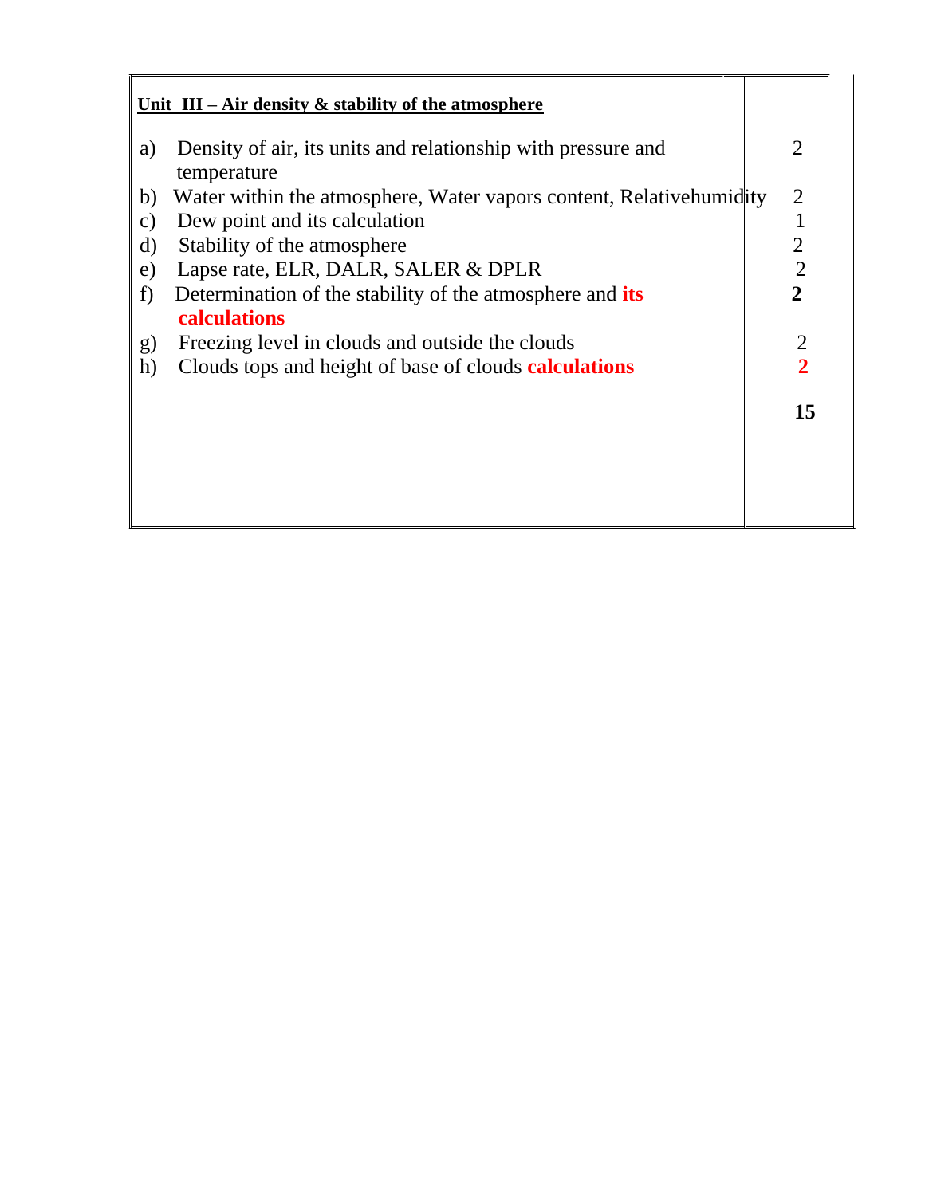| **Unit III – Air density & stability of the atmosphere** | |
|---|---|
| a) Density of air, its units and relationship with pressure and temperature | 2 |
| b) Water within the atmosphere, Water vapors content, Relativehumidity | 2 |
| c) Dew point and its calculation | 1 |
| d) Stability of the atmosphere | 2 |
| e) Lapse rate, ELR, DALR, SALER & DPLR | 2 |
| f) Determination of the stability of the atmosphere and **its calculations** | **2** |
| g) Freezing level in clouds and outside the clouds | 2 |
| h) Clouds tops and height of base of clouds **calculations** | **2** |
| | **15** |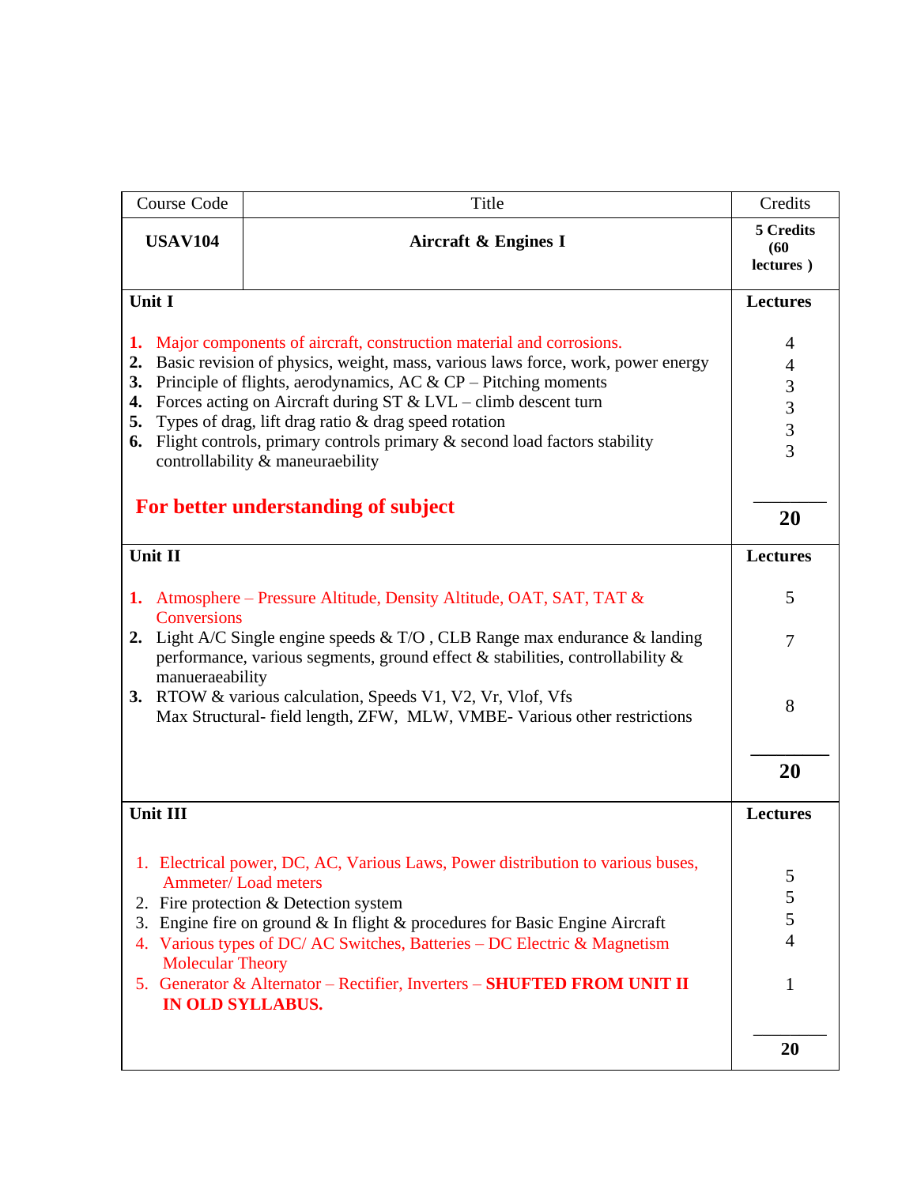| Course Code | Title | Credits |
|---|---|---|
| **USAV104** | **Aircraft & Engines I** | **5 Credits (60 lectures )** |
| **Unit I** | | **Lectures** |
| **1.** Major components of aircraft, construction material and corrosions. | | 4 |
| **2.** Basic revision of physics, weight, mass, various laws force, work, power energy | | 4 |
| **3.** Principle of flights, aerodynamics, AC & CP – Pitching moments | | 3 |
| **4.** Forces acting on Aircraft during ST & LVL – climb descent turn | | 3 |
| **5.** Types of drag, lift drag ratio & drag speed rotation | | 3 |
| **6.** Flight controls, primary controls primary & second load factors stability controllability & maneuraebility | | 3 |
| **For better understanding of subject** | | **20** |
| **Unit II** | | **Lectures** |
| **1.** Atmosphere – Pressure Altitude, Density Altitude, OAT, SAT, TAT & Conversions | | 5 |
| **2.** Light A/C Single engine speeds & T/O , CLB Range max endurance & landing performance, various segments, ground effect & stabilities, controllability & manueraeability | | 7 |
| **3.** RTOW & various calculation, Speeds V1, V2, Vr, Vlof, Vfs Max Structural- field length, ZFW, MLW, VMBE- Various other restrictions | | 8 |
| | | **20** |
| **Unit III** | | **Lectures** |
| 1. Electrical power, DC, AC, Various Laws, Power distribution to various buses, Ammeter/ Load meters | | 5 |
| 2. Fire protection & Detection system | | 5 |
| 3. Engine fire on ground & In flight & procedures for Basic Engine Aircraft | | 5 |
| 4. Various types of DC/ AC Switches, Batteries – DC Electric & Magnetism Molecular Theory | | 4 |
| 5. Generator & Alternator – Rectifier, Inverters – **SHUFTED FROM UNIT II IN OLD SYLLABUS.** | | 1 |
| | | **20** |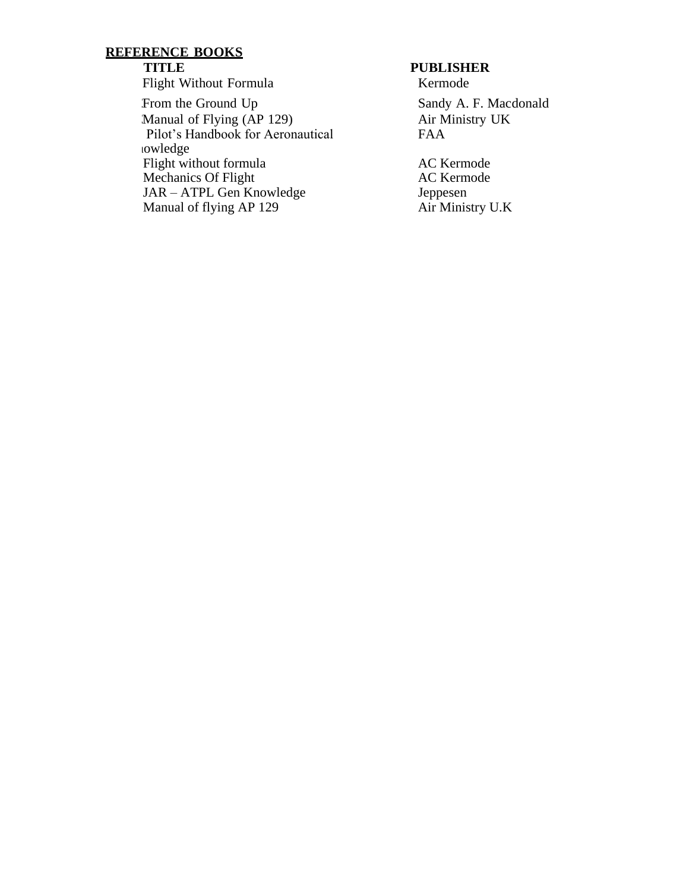## REFERENCE BOOKS

| TITLE | PUBLISHER |
|---|---|
| Flight Without Formula | Kermode |
| From the Ground Up | Sandy A. F. Macdonald |
| Manual of Flying (AP 129) | Air Ministry UK |
| Pilot's Handbook for Aeronautical Knowledge | FAA |
| Flight without formula | AC Kermode |
| Mechanics Of Flight | AC Kermode |
| JAR – ATPL Gen Knowledge | Jeppesen |
| Manual of flying AP 129 | Air Ministry U.K |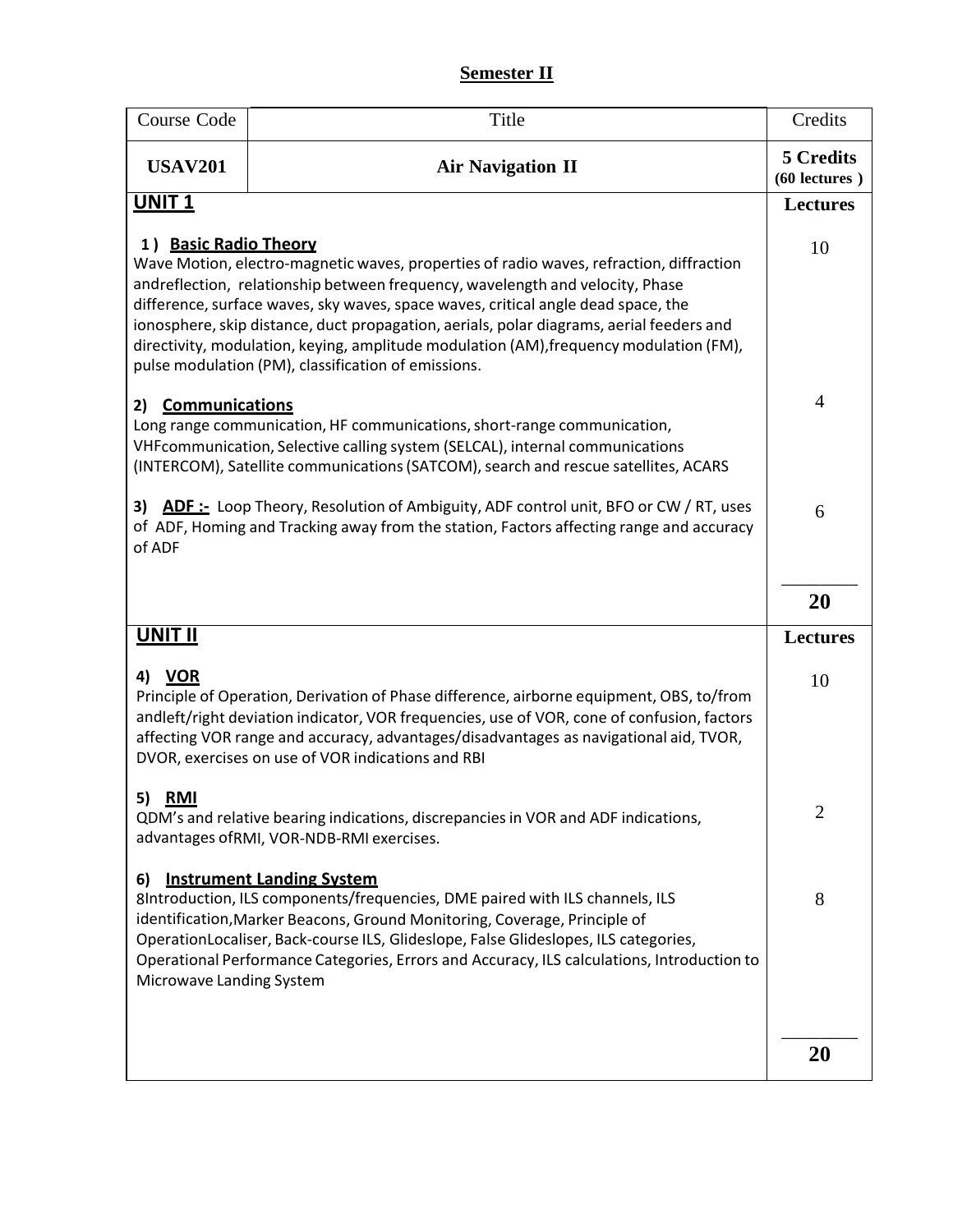# Semester II

| Course Code | Title | Credits |
|---|---|---|
| **USAV201** | **Air Navigation II** | **5 Credits (60 lectures )** |
| **UNIT 1** | | **Lectures** |
| **1 ) Basic Radio Theory** Wave Motion, electro-magnetic waves, properties of radio waves, refraction, diffraction andreflection, relationship between frequency, wavelength and velocity, Phase difference, surface waves, sky waves, space waves, critical angle dead space, the ionosphere, skip distance, duct propagation, aerials, polar diagrams, aerial feeders and directivity, modulation, keying, amplitude modulation (AM),frequency modulation (FM), pulse modulation (PM), classification of emissions. | | 10 |
| **2) Communications** Long range communication, HF communications, short-range communication, VHFcommunication, Selective calling system (SELCAL), internal communications (INTERCOM), Satellite communications (SATCOM), search and rescue satellites, ACARS | | 4 |
| **3) ADF :-** Loop Theory, Resolution of Ambiguity, ADF control unit, BFO or CW / RT, uses of ADF, Homing and Tracking away from the station, Factors affecting range and accuracy of ADF | | 6 |
| | | **20** |
| **UNIT II** | | **Lectures** |
| **4) VOR** Principle of Operation, Derivation of Phase difference, airborne equipment, OBS, to/from andleft/right deviation indicator, VOR frequencies, use of VOR, cone of confusion, factors affecting VOR range and accuracy, advantages/disadvantages as navigational aid, TVOR, DVOR, exercises on use of VOR indications and RBI | | 10 |
| **5) RMI** QDM's and relative bearing indications, discrepancies in VOR and ADF indications, advantages ofRMI, VOR-NDB-RMI exercises. | | 2 |
| **6) Instrument Landing System** 8Introduction, ILS components/frequencies, DME paired with ILS channels, ILS identification,Marker Beacons, Ground Monitoring, Coverage, Principle of OperationLocaliser, Back-course ILS, Glideslope, False Glideslopes, ILS categories, Operational Performance Categories, Errors and Accuracy, ILS calculations, Introduction to Microwave Landing System | | 8 |
| | | **20** |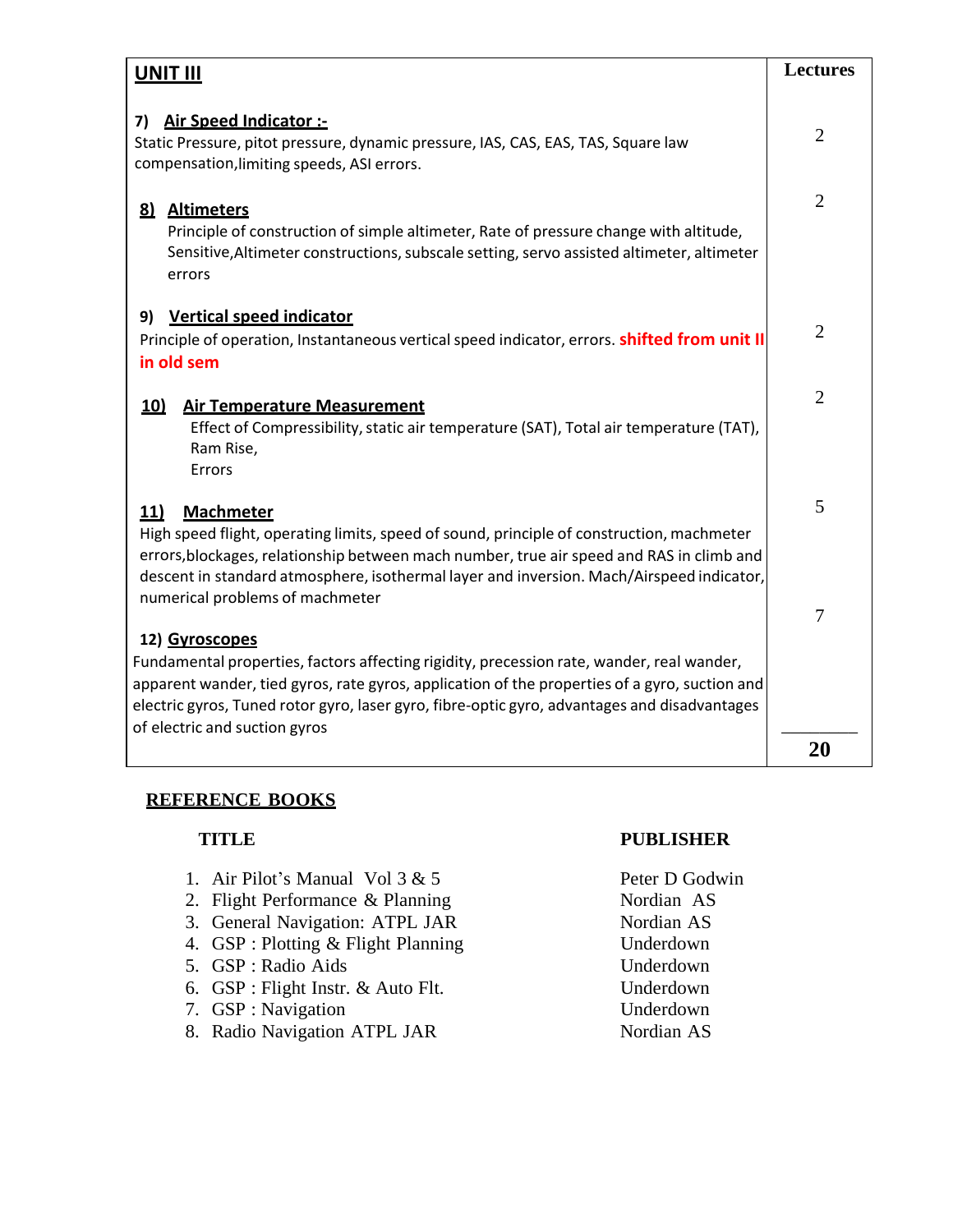| UNIT III | Lectures |
|---|---|
| **7) Air Speed Indicator :-**<br>Static Pressure, pitot pressure, dynamic pressure, IAS, CAS, EAS, TAS, Square law compensation,limiting speeds, ASI errors. | 2 |
| **8) Altimeters**<br>Principle of construction of simple altimeter, Rate of pressure change with altitude, Sensitive,Altimeter constructions, subscale setting, servo assisted altimeter, altimeter errors | 2 |
| **9) Vertical speed indicator**<br>Principle of operation, Instantaneous vertical speed indicator, errors. **shifted from unit II in old sem** | 2 |
| **10) Air Temperature Measurement**<br>Effect of Compressibility, static air temperature (SAT), Total air temperature (TAT), Ram Rise,<br>Errors | 2 |
| **11) Machmeter**<br>High speed flight, operating limits, speed of sound, principle of construction, machmeter errors,blockages, relationship between mach number, true air speed and RAS in climb and descent in standard atmosphere, isothermal layer and inversion. Mach/Airspeed indicator, numerical problems of machmeter | 5 |
| **12) Gyroscopes**<br>Fundamental properties, factors affecting rigidity, precession rate, wander, real wander, apparent wander, tied gyros, rate gyros, application of the properties of a gyro, suction and electric gyros, Tuned rotor gyro, laser gyro, fibre-optic gyro, advantages and disadvantages of electric and suction gyros | 7 |
| | **20** |

## REFERENCE BOOKS

| TITLE | PUBLISHER |
|---|---|
| 1. Air Pilot's Manual Vol 3 & 5 | Peter D Godwin |
| 2. Flight Performance & Planning | Nordian AS |
| 3. General Navigation: ATPL JAR | Nordian AS |
| 4. GSP : Plotting & Flight Planning | Underdown |
| 5. GSP : Radio Aids | Underdown |
| 6. GSP : Flight Instr. & Auto Flt. | Underdown |
| 7. GSP : Navigation | Underdown |
| 8. Radio Navigation ATPL JAR | Nordian AS |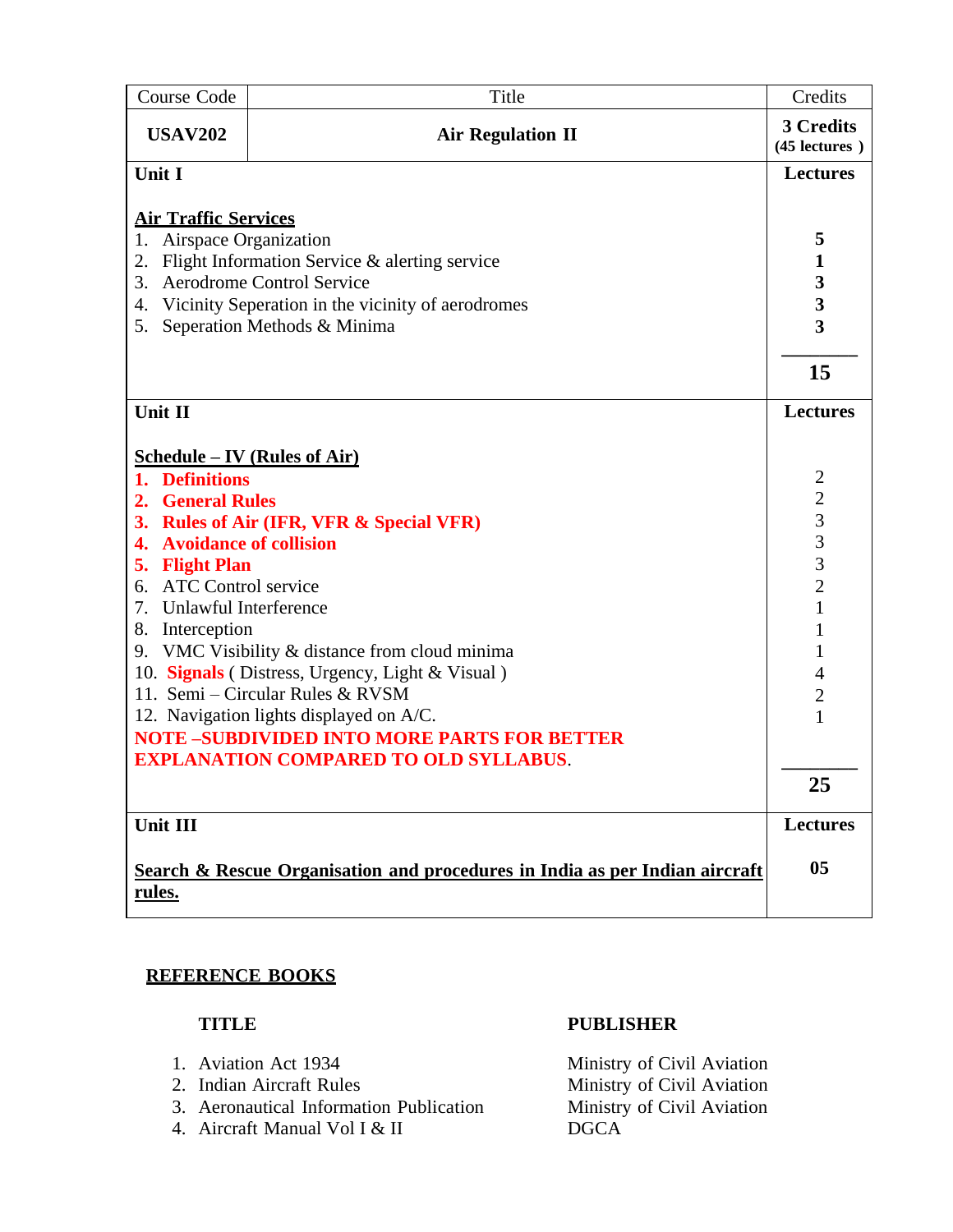| Course Code | Title | Credits |
|---|---|---|
| **USAV202** | **Air Regulation II** | **3 Credits (45 lectures )** |
| **Unit I** | | **Lectures** |
| **Air Traffic Services** | | |
| 1. Airspace Organization | | **5** |
| 2. Flight Information Service & alerting service | | **1** |
| 3. Aerodrome Control Service | | **3** |
| 4. Vicinity Seperation in the vicinity of aerodromes | | **3** |
| 5. Seperation Methods & Minima | | **3** |
| | | **15** |
| **Unit II** | | **Lectures** |
| **Schedule – IV (Rules of Air)** | | |
| **1. Definitions** | | 2 |
| **2. General Rules** | | 2 |
| **3. Rules of Air (IFR, VFR & Special VFR)** | | 3 |
| **4. Avoidance of collision** | | 3 |
| **5. Flight Plan** | | 3 |
| 6. ATC Control service | | 2 |
| 7. Unlawful Interference | | 1 |
| 8. Interception | | 1 |
| 9. VMC Visibility & distance from cloud minima | | 1 |
| 10. **Signals** ( Distress, Urgency, Light & Visual ) | | 4 |
| 11. Semi – Circular Rules & RVSM | | 2 |
| 12. Navigation lights displayed on A/C. | | 1 |
| **NOTE –SUBDIVIDED INTO MORE PARTS FOR BETTER EXPLANATION COMPARED TO OLD SYLLABUS**. | | |
| | | **25** |
| **Unit III** | | **Lectures** |
| **Search & Rescue Organisation and procedures in India as per Indian aircraft rules.** | | **05** |

## REFERENCE BOOKS

| TITLE | PUBLISHER |
|---|---|
| 1. Aviation Act 1934 | Ministry of Civil Aviation |
| 2. Indian Aircraft Rules | Ministry of Civil Aviation |
| 3. Aeronautical Information Publication | Ministry of Civil Aviation |
| 4. Aircraft Manual Vol I & II | DGCA |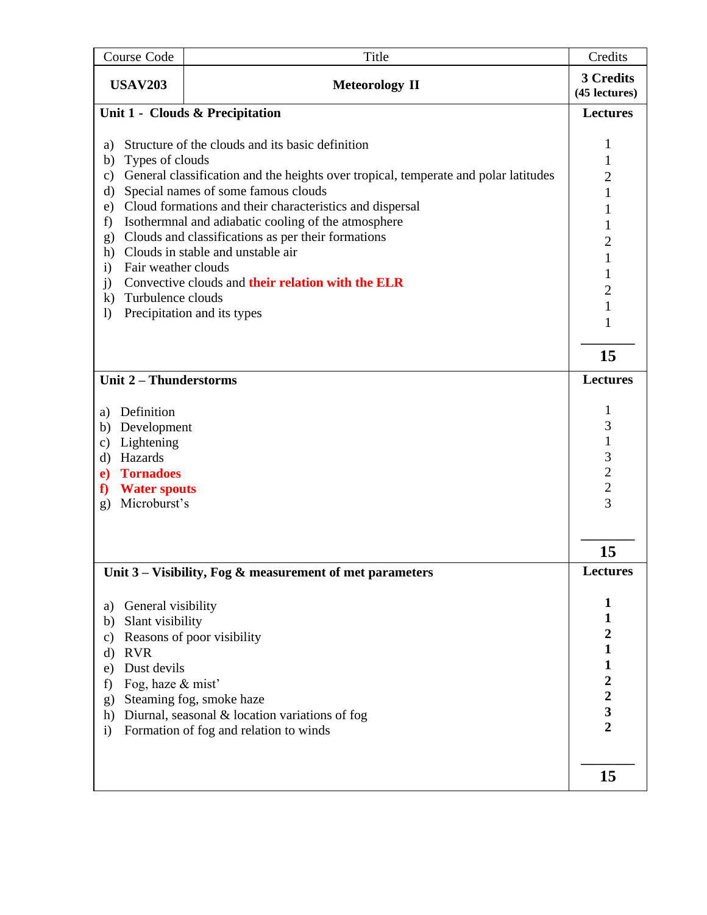| Course Code | Title | Credits |
|---|---|---|
| **USAV203** | **Meteorology II** | **3 Credits (45 lectures)** |

| **Unit 1 - Clouds & Precipitation** | **Lectures** |
|---|---|
| a) Structure of the clouds and its basic definition | 1 |
| b) Types of clouds | 1 |
| c) General classification and the heights over tropical, temperate and polar latitudes | 2 |
| d) Special names of some famous clouds | 1 |
| e) Cloud formations and their characteristics and dispersal | 1 |
| f) Isothermnal and adiabatic cooling of the atmosphere | 1 |
| g) Clouds and classifications as per their formations | 2 |
| h) Clouds in stable and unstable air | 1 |
| i) Fair weather clouds | 1 |
| j) Convective clouds and **their relation with the ELR** | 2 |
| k) Turbulence clouds | 1 |
| l) Precipitation and its types | 1 |
| | **15** |

| **Unit 2 – Thunderstorms** | **Lectures** |
|---|---|
| a) Definition | 1 |
| b) Development | 3 |
| c) Lightening | 1 |
| d) Hazards | 3 |
| **e) Tornadoes** | 2 |
| **f) Water spouts** | 2 |
| g) Microburst's | 3 |
| | **15** |

| **Unit 3 – Visibility, Fog & measurement of met parameters** | **Lectures** |
|---|---|
| a) General visibility | **1** |
| b) Slant visibility | **1** |
| c) Reasons of poor visibility | **2** |
| d) RVR | **1** |
| e) Dust devils | **1** |
| f) Fog, haze & mist' | **2** |
| g) Steaming fog, smoke haze | **2** |
| h) Diurnal, seasonal & location variations of fog | **3** |
| i) Formation of fog and relation to winds | **2** |
| | **15** |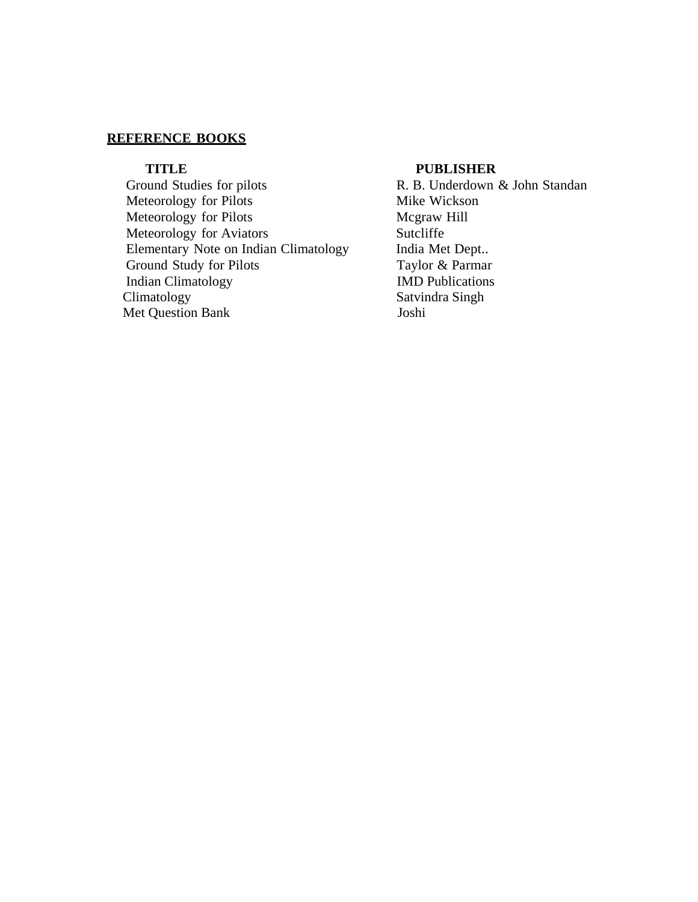**REFERENCE BOOKS**

| TITLE | PUBLISHER |
|---|---|
| Ground Studies for pilots | R. B. Underdown & John Standan |
| Meteorology for Pilots | Mike Wickson |
| Meteorology for Pilots | Mcgraw Hill |
| Meteorology for Aviators | Sutcliffe |
| Elementary Note on Indian Climatology | India Met Dept.. |
| Ground Study for Pilots | Taylor & Parmar |
| Indian Climatology | IMD Publications |
| Climatology | Satvindra Singh |
| Met Question Bank | Joshi |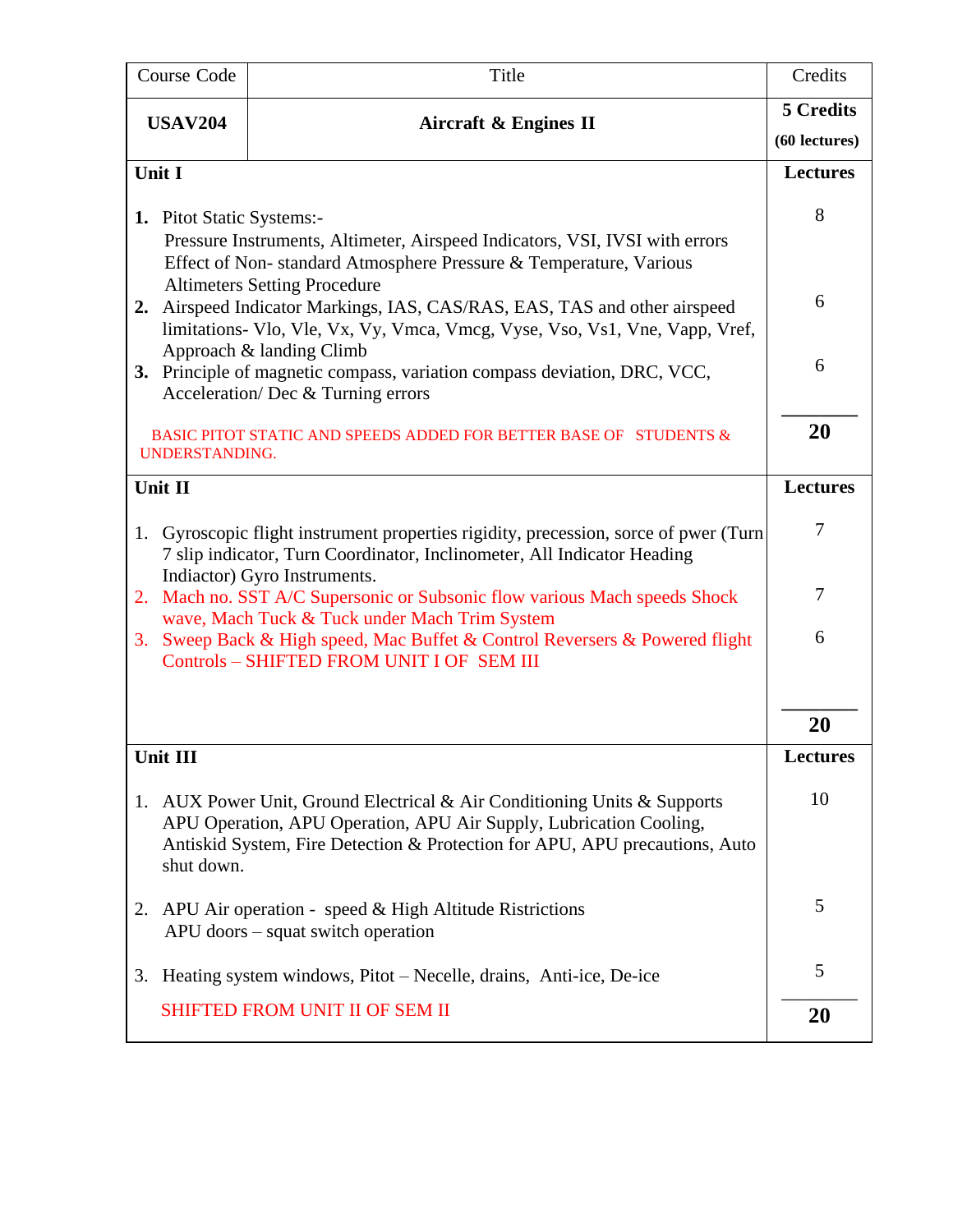| Course Code | Title | Credits |
|---|---|---|
| **USAV204** | **Aircraft & Engines II** | **5 Credits** **(60 lectures)** |
| **Unit I** | | **Lectures** |
| **1.** Pitot Static Systems:- Pressure Instruments, Altimeter, Airspeed Indicators, VSI, IVSI with errors Effect of Non- standard Atmosphere Pressure & Temperature, Various Altimeters Setting Procedure | | 8 |
| **2.** Airspeed Indicator Markings, IAS, CAS/RAS, EAS, TAS and other airspeed limitations- Vlo, Vle, Vx, Vy, Vmca, Vmcg, Vyse, Vso, Vs1, Vne, Vapp, Vref, Approach & landing Climb | | 6 |
| **3.** Principle of magnetic compass, variation compass deviation, DRC, VCC, Acceleration/ Dec & Turning errors | | 6 |
| BASIC PITOT STATIC AND SPEEDS ADDED FOR BETTER BASE OF STUDENTS & UNDERSTANDING. | | **20** |
| **Unit II** | | **Lectures** |
| 1. Gyroscopic flight instrument properties rigidity, precession, sorce of pwer (Turn 7 slip indicator, Turn Coordinator, Inclinometer, All Indicator Heading Indiactor) Gyro Instruments. | | 7 |
| 2. Mach no. SST A/C Supersonic or Subsonic flow various Mach speeds Shock wave, Mach Tuck & Tuck under Mach Trim System | | 7 |
| 3. Sweep Back & High speed, Mac Buffet & Control Reversers & Powered flight Controls – SHIFTED FROM UNIT I OF SEM III | | 6 |
| | | **20** |
| **Unit III** | | **Lectures** |
| 1. AUX Power Unit, Ground Electrical & Air Conditioning Units & Supports APU Operation, APU Operation, APU Air Supply, Lubrication Cooling, Antiskid System, Fire Detection & Protection for APU, APU precautions, Auto shut down. | | 10 |
| 2. APU Air operation - speed & High Altitude Ristrictions APU doors – squat switch operation | | 5 |
| 3. Heating system windows, Pitot – Necelle, drains, Anti-ice, De-ice | | 5 |
| SHIFTED FROM UNIT II OF SEM II | | **20** |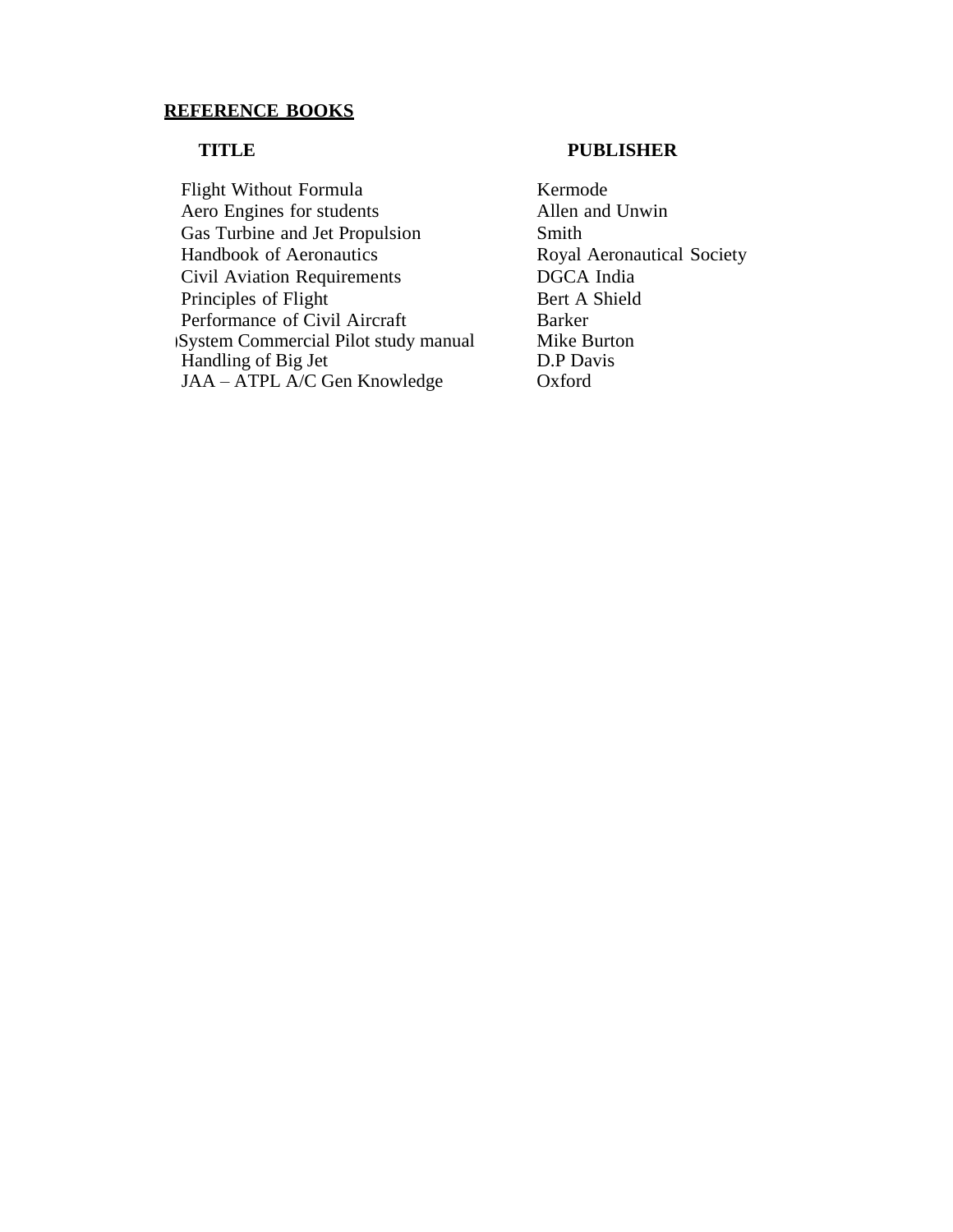**REFERENCE BOOKS**

| TITLE | PUBLISHER |
|---|---|
| Flight Without Formula | Kermode |
| Aero Engines for students | Allen and Unwin |
| Gas Turbine and Jet Propulsion | Smith |
| Handbook of Aeronautics | Royal Aeronautical Society |
| Civil Aviation Requirements | DGCA India |
| Principles of Flight | Bert A Shield |
| Performance of Civil Aircraft | Barker |
| System Commercial Pilot study manual | Mike Burton |
| Handling of Big Jet | D.P Davis |
| JAA – ATPL A/C Gen Knowledge | Oxford |